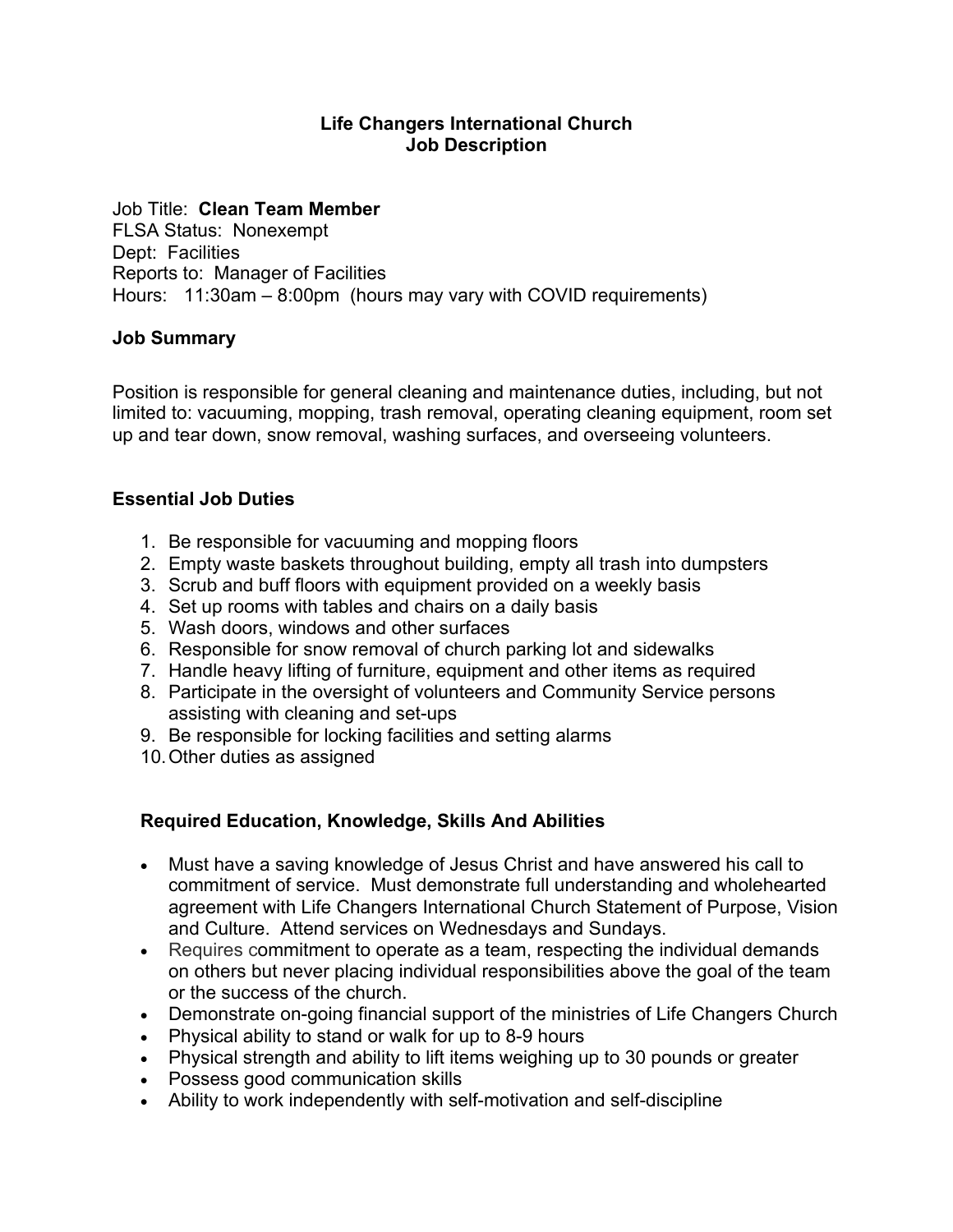# Life Changers International Church
## Job Description

Job Title: **Clean Team Member**
FLSA Status: Nonexempt
Dept: Facilities
Reports to: Manager of Facilities
Hours: 11:30am – 8:00pm (hours may vary with COVID requirements)

### Job Summary

Position is responsible for general cleaning and maintenance duties, including, but not limited to: vacuuming, mopping, trash removal, operating cleaning equipment, room set up and tear down, snow removal, washing surfaces, and overseeing volunteers.

### Essential Job Duties

1. Be responsible for vacuuming and mopping floors
2. Empty waste baskets throughout building, empty all trash into dumpsters
3. Scrub and buff floors with equipment provided on a weekly basis
4. Set up rooms with tables and chairs on a daily basis
5. Wash doors, windows and other surfaces
6. Responsible for snow removal of church parking lot and sidewalks
7. Handle heavy lifting of furniture, equipment and other items as required
8. Participate in the oversight of volunteers and Community Service persons assisting with cleaning and set-ups
9. Be responsible for locking facilities and setting alarms
10. Other duties as assigned

### Required Education, Knowledge, Skills And Abilities

- Must have a saving knowledge of Jesus Christ and have answered his call to commitment of service. Must demonstrate full understanding and wholehearted agreement with Life Changers International Church Statement of Purpose, Vision and Culture. Attend services on Wednesdays and Sundays.
- Requires commitment to operate as a team, respecting the individual demands on others but never placing individual responsibilities above the goal of the team or the success of the church.
- Demonstrate on-going financial support of the ministries of Life Changers Church
- Physical ability to stand or walk for up to 8-9 hours
- Physical strength and ability to lift items weighing up to 30 pounds or greater
- Possess good communication skills
- Ability to work independently with self-motivation and self-discipline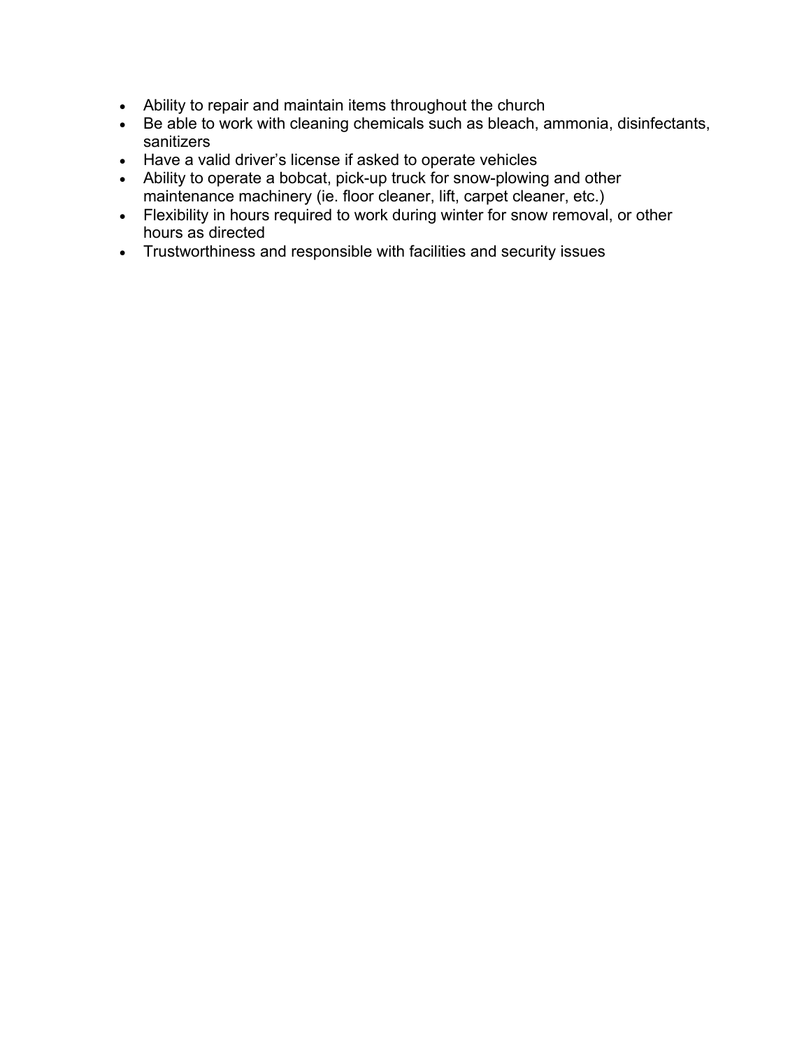- Ability to repair and maintain items throughout the church
- Be able to work with cleaning chemicals such as bleach, ammonia, disinfectants, sanitizers
- Have a valid driver's license if asked to operate vehicles
- Ability to operate a bobcat, pick-up truck for snow-plowing and other maintenance machinery (ie. floor cleaner, lift, carpet cleaner, etc.)
- Flexibility in hours required to work during winter for snow removal, or other hours as directed
- Trustworthiness and responsible with facilities and security issues